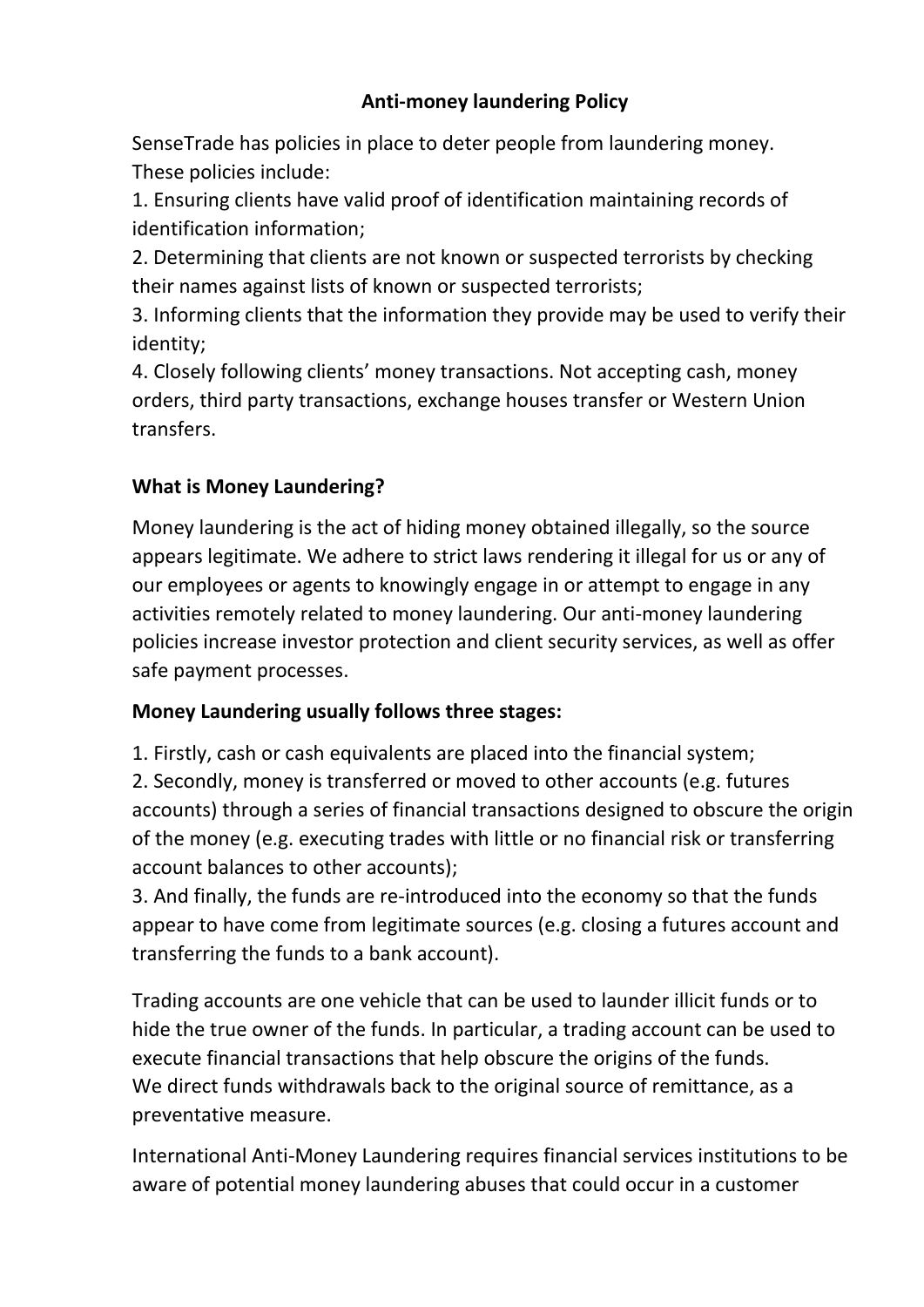# Anti-money laundering Policy

SenseTrade has policies in place to deter people from laundering money. These policies include:

1. Ensuring clients have valid proof of identification maintaining records of identification information;
2. Determining that clients are not known or suspected terrorists by checking their names against lists of known or suspected terrorists;
3. Informing clients that the information they provide may be used to verify their identity;
4. Closely following clients' money transactions. Not accepting cash, money orders, third party transactions, exchange houses transfer or Western Union transfers.

## What is Money Laundering?

Money laundering is the act of hiding money obtained illegally, so the source appears legitimate. We adhere to strict laws rendering it illegal for us or any of our employees or agents to knowingly engage in or attempt to engage in any activities remotely related to money laundering. Our anti-money laundering policies increase investor protection and client security services, as well as offer safe payment processes.

## Money Laundering usually follows three stages:

1. Firstly, cash or cash equivalents are placed into the financial system;
2. Secondly, money is transferred or moved to other accounts (e.g. futures accounts) through a series of financial transactions designed to obscure the origin of the money (e.g. executing trades with little or no financial risk or transferring account balances to other accounts);
3. And finally, the funds are re-introduced into the economy so that the funds appear to have come from legitimate sources (e.g. closing a futures account and transferring the funds to a bank account).

Trading accounts are one vehicle that can be used to launder illicit funds or to hide the true owner of the funds. In particular, a trading account can be used to execute financial transactions that help obscure the origins of the funds. We direct funds withdrawals back to the original source of remittance, as a preventative measure.

International Anti-Money Laundering requires financial services institutions to be aware of potential money laundering abuses that could occur in a customer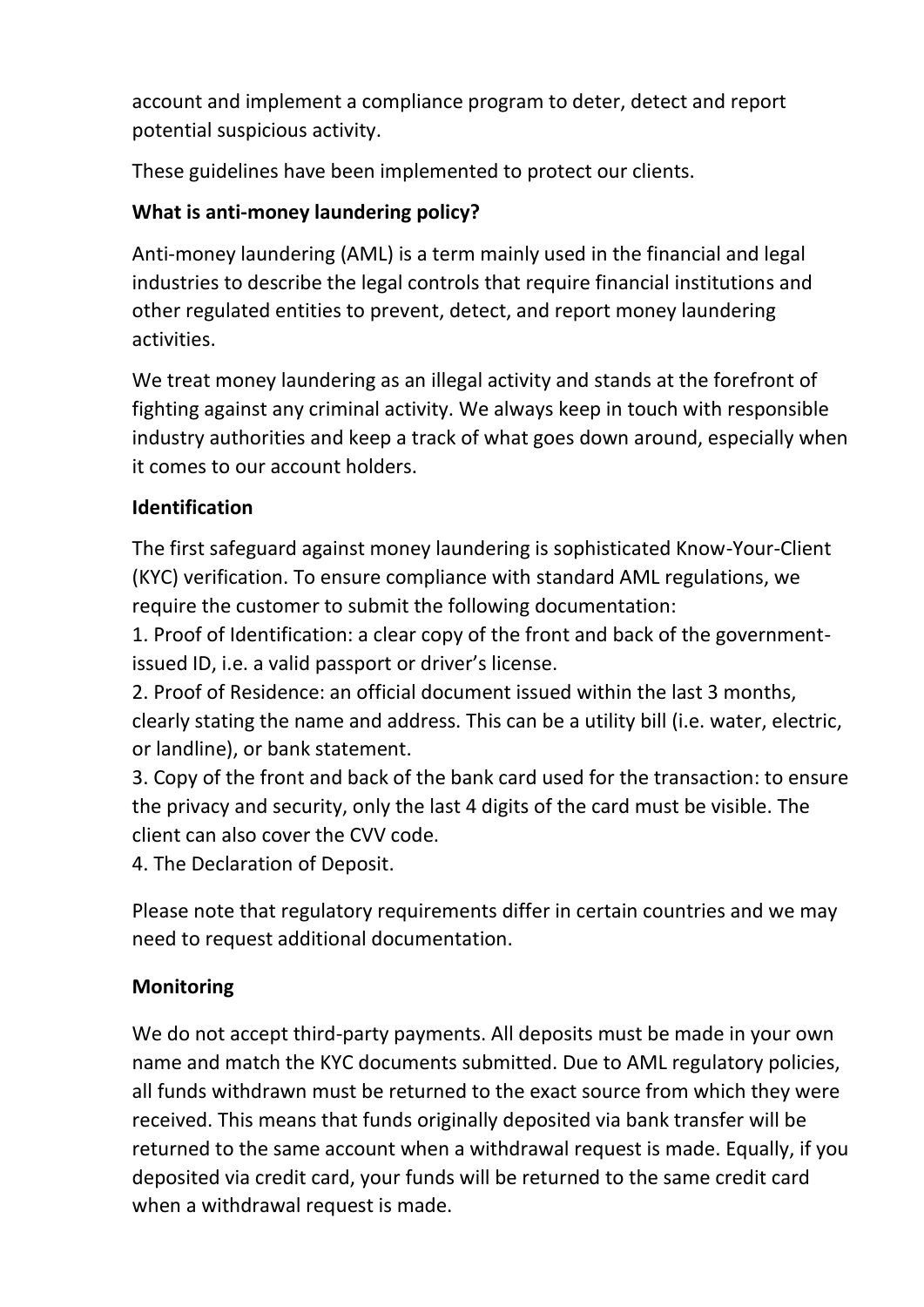account and implement a compliance program to deter, detect and report potential suspicious activity.

These guidelines have been implemented to protect our clients.

**What is anti-money laundering policy?**

Anti-money laundering (AML) is a term mainly used in the financial and legal industries to describe the legal controls that require financial institutions and other regulated entities to prevent, detect, and report money laundering activities.

We treat money laundering as an illegal activity and stands at the forefront of fighting against any criminal activity. We always keep in touch with responsible industry authorities and keep a track of what goes down around, especially when it comes to our account holders.

**Identification**

The first safeguard against money laundering is sophisticated Know-Your-Client (KYC) verification. To ensure compliance with standard AML regulations, we require the customer to submit the following documentation:

1. Proof of Identification: a clear copy of the front and back of the government-issued ID, i.e. a valid passport or driver's license.
2. Proof of Residence: an official document issued within the last 3 months, clearly stating the name and address. This can be a utility bill (i.e. water, electric, or landline), or bank statement.
3. Copy of the front and back of the bank card used for the transaction: to ensure the privacy and security, only the last 4 digits of the card must be visible. The client can also cover the CVV code.
4. The Declaration of Deposit.

Please note that regulatory requirements differ in certain countries and we may need to request additional documentation.

**Monitoring**

We do not accept third-party payments. All deposits must be made in your own name and match the KYC documents submitted. Due to AML regulatory policies, all funds withdrawn must be returned to the exact source from which they were received. This means that funds originally deposited via bank transfer will be returned to the same account when a withdrawal request is made. Equally, if you deposited via credit card, your funds will be returned to the same credit card when a withdrawal request is made.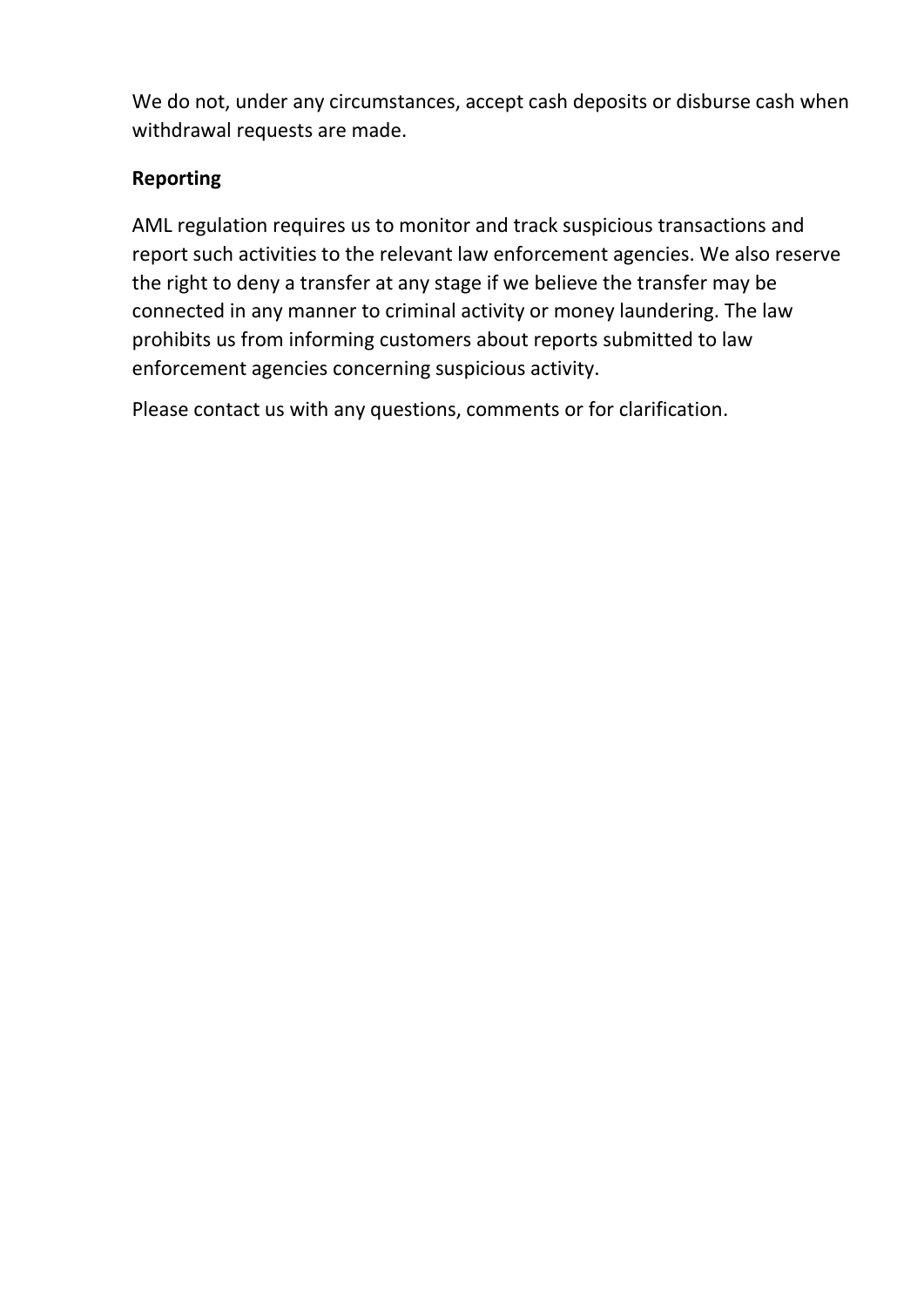We do not, under any circumstances, accept cash deposits or disburse cash when withdrawal requests are made.

**Reporting**

AML regulation requires us to monitor and track suspicious transactions and report such activities to the relevant law enforcement agencies. We also reserve the right to deny a transfer at any stage if we believe the transfer may be connected in any manner to criminal activity or money laundering. The law prohibits us from informing customers about reports submitted to law enforcement agencies concerning suspicious activity.

Please contact us with any questions, comments or for clarification.